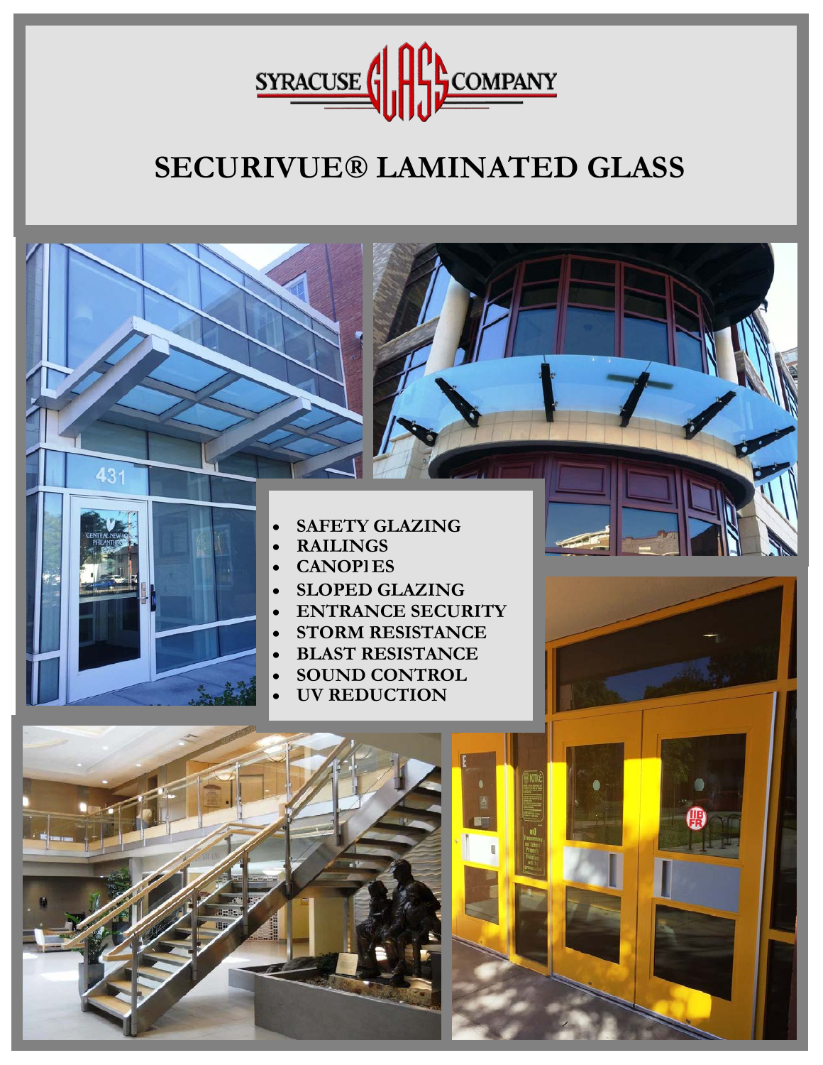SYRACUSE GLASS COMPANY

# SECURIVUE® LAMINATED GLASS

- SAFETY GLAZING
- RAILINGS
- CANOPIES
- SLOPED GLAZING
- ENTRANCE SECURITY
- STORM RESISTANCE
- BLAST RESISTANCE
- SOUND CONTROL
- UV REDUCTION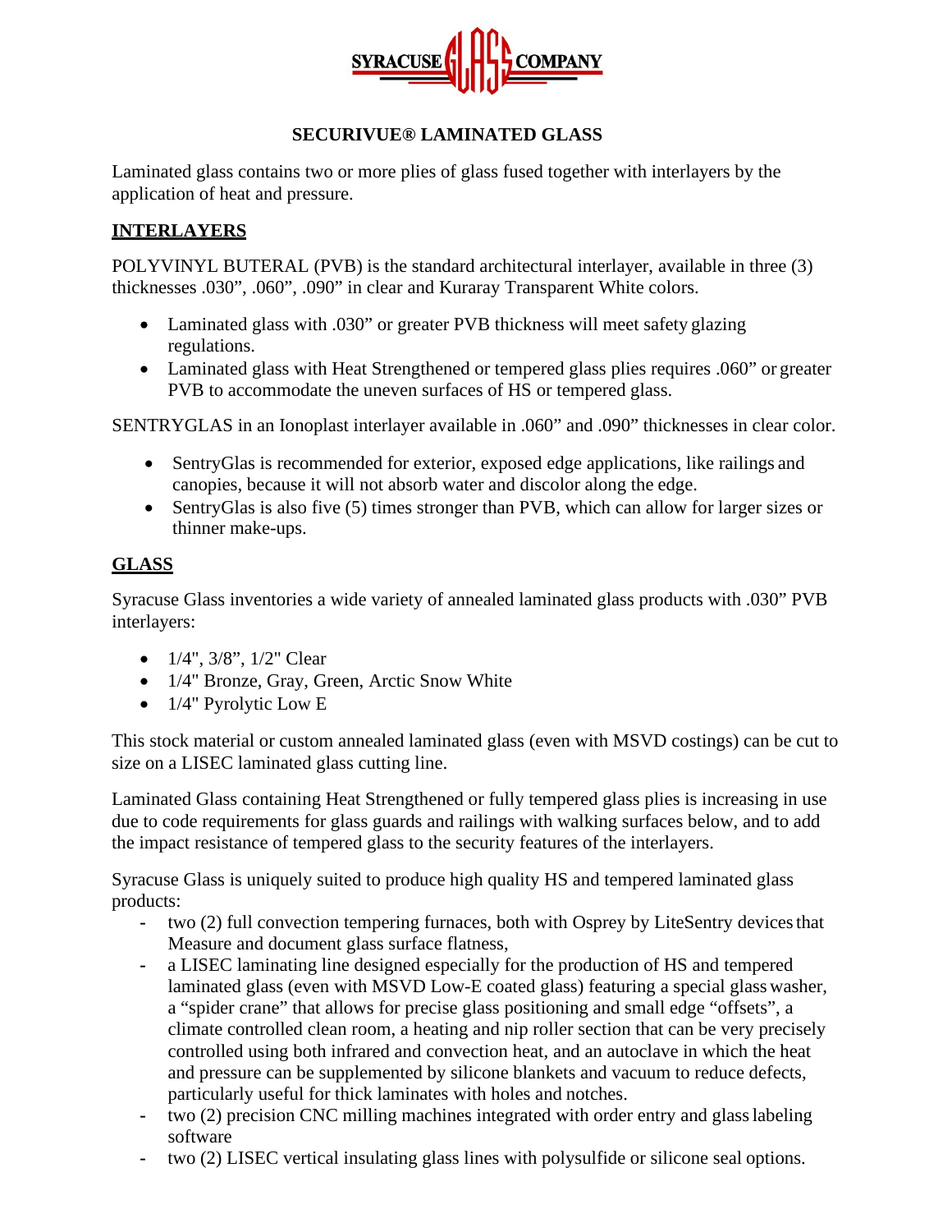**SYRACUSE GLASS COMPANY**

# SECURIVUE® LAMINATED GLASS

Laminated glass contains two or more plies of glass fused together with interlayers by the application of heat and pressure.

## INTERLAYERS

POLYVINYL BUTERAL (PVB) is the standard architectural interlayer, available in three (3) thicknesses .030", .060", .090" in clear and Kuraray Transparent White colors.

- Laminated glass with .030" or greater PVB thickness will meet safety glazing regulations.
- Laminated glass with Heat Strengthened or tempered glass plies requires .060" or greater PVB to accommodate the uneven surfaces of HS or tempered glass.

SENTRYGLAS in an Ionoplast interlayer available in .060" and .090" thicknesses in clear color.

- SentryGlas is recommended for exterior, exposed edge applications, like railings and canopies, because it will not absorb water and discolor along the edge.
- SentryGlas is also five (5) times stronger than PVB, which can allow for larger sizes or thinner make-ups.

## GLASS

Syracuse Glass inventories a wide variety of annealed laminated glass products with .030" PVB interlayers:

- 1/4", 3/8", 1/2" Clear
- 1/4" Bronze, Gray, Green, Arctic Snow White
- 1/4" Pyrolytic Low E

This stock material or custom annealed laminated glass (even with MSVD costings) can be cut to size on a LISEC laminated glass cutting line.

Laminated Glass containing Heat Strengthened or fully tempered glass plies is increasing in use due to code requirements for glass guards and railings with walking surfaces below, and to add the impact resistance of tempered glass to the security features of the interlayers.

Syracuse Glass is uniquely suited to produce high quality HS and tempered laminated glass products:

- two (2) full convection tempering furnaces, both with Osprey by LiteSentry devices that Measure and document glass surface flatness,
- a LISEC laminating line designed especially for the production of HS and tempered laminated glass (even with MSVD Low-E coated glass) featuring a special glass washer, a "spider crane" that allows for precise glass positioning and small edge "offsets", a climate controlled clean room, a heating and nip roller section that can be very precisely controlled using both infrared and convection heat, and an autoclave in which the heat and pressure can be supplemented by silicone blankets and vacuum to reduce defects, particularly useful for thick laminates with holes and notches.
- two (2) precision CNC milling machines integrated with order entry and glass labeling software
- two (2) LISEC vertical insulating glass lines with polysulfide or silicone seal options.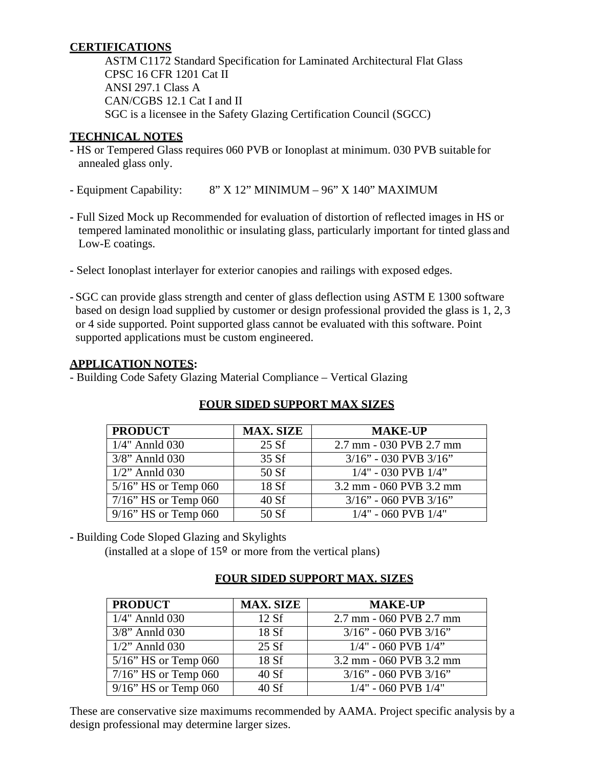**CERTIFICATIONS**

ASTM C1172 Standard Specification for Laminated Architectural Flat Glass
CPSC 16 CFR 1201 Cat II
ANSI 297.1 Class A
CAN/CGBS 12.1 Cat I and II
SGC is a licensee in the Safety Glazing Certification Council (SGCC)

**TECHNICAL NOTES**

- HS or Tempered Glass requires 060 PVB or Ionoplast at minimum. 030 PVB suitable for annealed glass only.

- Equipment Capability: 8" X 12" MINIMUM – 96" X 140" MAXIMUM

- Full Sized Mock up Recommended for evaluation of distortion of reflected images in HS or tempered laminated monolithic or insulating glass, particularly important for tinted glass and Low-E coatings.

- Select Ionoplast interlayer for exterior canopies and railings with exposed edges.

- SGC can provide glass strength and center of glass deflection using ASTM E 1300 software based on design load supplied by customer or design professional provided the glass is 1, 2, 3 or 4 side supported. Point supported glass cannot be evaluated with this software. Point supported applications must be custom engineered.

**APPLICATION NOTES:**

- Building Code Safety Glazing Material Compliance – Vertical Glazing

**FOUR SIDED SUPPORT MAX SIZES**

| PRODUCT | MAX. SIZE | MAKE-UP |
|---|---|---|
| 1/4" Annld 030 | 25 Sf | 2.7 mm - 030 PVB 2.7 mm |
| 3/8" Annld 030 | 35 Sf | 3/16" - 030 PVB 3/16" |
| 1/2" Annld 030 | 50 Sf | 1/4" - 030 PVB 1/4" |
| 5/16" HS or Temp 060 | 18 Sf | 3.2 mm - 060 PVB 3.2 mm |
| 7/16" HS or Temp 060 | 40 Sf | 3/16" - 060 PVB 3/16" |
| 9/16" HS or Temp 060 | 50 Sf | 1/4" - 060 PVB 1/4" |

- Building Code Sloped Glazing and Skylights
  (installed at a slope of 15º or more from the vertical plans)

**FOUR SIDED SUPPORT MAX. SIZES**

| PRODUCT | MAX. SIZE | MAKE-UP |
|---|---|---|
| 1/4" Annld 030 | 12 Sf | 2.7 mm - 060 PVB 2.7 mm |
| 3/8" Annld 030 | 18 Sf | 3/16" - 060 PVB 3/16" |
| 1/2" Annld 030 | 25 Sf | 1/4" - 060 PVB 1/4" |
| 5/16" HS or Temp 060 | 18 Sf | 3.2 mm - 060 PVB 3.2 mm |
| 7/16" HS or Temp 060 | 40 Sf | 3/16" - 060 PVB 3/16" |
| 9/16" HS or Temp 060 | 40 Sf | 1/4" - 060 PVB 1/4" |

These are conservative size maximums recommended by AAMA. Project specific analysis by a design professional may determine larger sizes.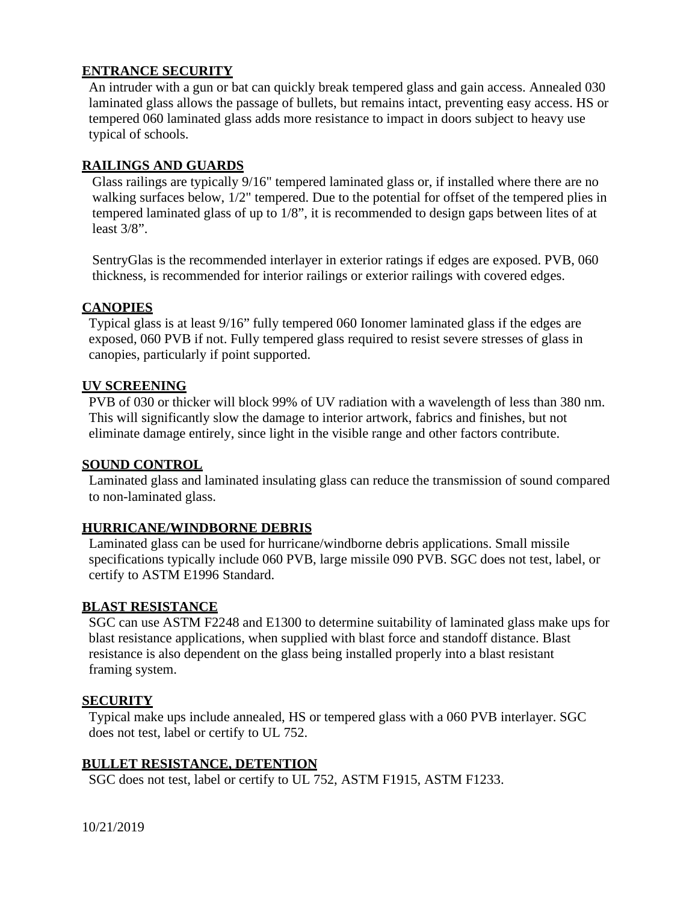## ENTRANCE SECURITY

An intruder with a gun or bat can quickly break tempered glass and gain access. Annealed 030 laminated glass allows the passage of bullets, but remains intact, preventing easy access. HS or tempered 060 laminated glass adds more resistance to impact in doors subject to heavy use typical of schools.

## RAILINGS AND GUARDS

Glass railings are typically 9/16" tempered laminated glass or, if installed where there are no walking surfaces below, 1/2" tempered. Due to the potential for offset of the tempered plies in tempered laminated glass of up to 1/8", it is recommended to design gaps between lites of at least 3/8".

SentryGlas is the recommended interlayer in exterior ratings if edges are exposed. PVB, 060 thickness, is recommended for interior railings or exterior railings with covered edges.

## CANOPIES

Typical glass is at least 9/16" fully tempered 060 Ionomer laminated glass if the edges are exposed, 060 PVB if not. Fully tempered glass required to resist severe stresses of glass in canopies, particularly if point supported.

## UV SCREENING

PVB of 030 or thicker will block 99% of UV radiation with a wavelength of less than 380 nm. This will significantly slow the damage to interior artwork, fabrics and finishes, but not eliminate damage entirely, since light in the visible range and other factors contribute.

## SOUND CONTROL

Laminated glass and laminated insulating glass can reduce the transmission of sound compared to non-laminated glass.

## HURRICANE/WINDBORNE DEBRIS

Laminated glass can be used for hurricane/windborne debris applications. Small missile specifications typically include 060 PVB, large missile 090 PVB. SGC does not test, label, or certify to ASTM E1996 Standard.

## BLAST RESISTANCE

SGC can use ASTM F2248 and E1300 to determine suitability of laminated glass make ups for blast resistance applications, when supplied with blast force and standoff distance. Blast resistance is also dependent on the glass being installed properly into a blast resistant framing system.

## SECURITY

Typical make ups include annealed, HS or tempered glass with a 060 PVB interlayer. SGC does not test, label or certify to UL 752.

## BULLET RESISTANCE, DETENTION

SGC does not test, label or certify to UL 752, ASTM F1915, ASTM F1233.

10/21/2019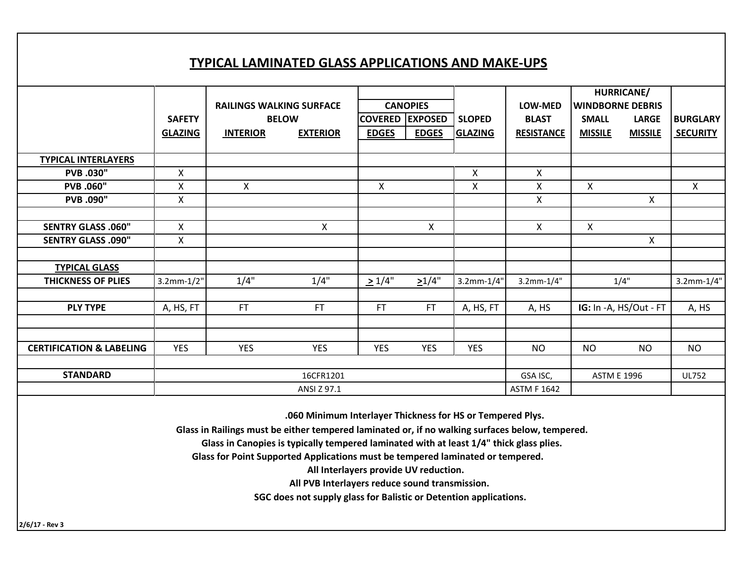# TYPICAL LAMINATED GLASS APPLICATIONS AND MAKE-UPS

| | SAFETY GLAZING | RAILINGS WALKING SURFACE BELOW | | CANOPIES | | SLOPED GLAZING | LOW-MED BLAST RESISTANCE | HURRICANE/ WINDBORNE DEBRIS | | BURGLARY SECURITY |
|---|---|---|---|---|---|---|---|---|---|---|
| | | INTERIOR | EXTERIOR | COVERED EDGES | EXPOSED EDGES | | | SMALL MISSILE | LARGE MISSILE | |
| **TYPICAL INTERLAYERS** | | | | | | | | | | |
| **PVB .030"** | X | | | | | X | X | | | |
| **PVB .060"** | X | X | | X | | X | X | X | | X |
| **PVB .090"** | X | | | | | | X | | X | |
| | | | | | | | | | | |
| **SENTRY GLASS .060"** | X | | X | | X | | X | X | | |
| **SENTRY GLASS .090"** | X | | | | | | | | X | |
| | | | | | | | | | | |
| **TYPICAL GLASS** | | | | | | | | | | |
| **THICKNESS OF PLIES** | 3.2mm-1/2" | 1/4" | 1/4" | > 1/4" | >1/4" | 3.2mm-1/4" | 3.2mm-1/4" | 1/4" | | 3.2mm-1/4" |
| | | | | | | | | | | |
| **PLY TYPE** | A, HS, FT | FT | FT | FT | FT | A, HS, FT | A, HS | **IG:** In -A, HS/Out - FT | | A, HS |
| | | | | | | | | | | |
| **CERTIFICATION & LABELING** | YES | YES | YES | YES | YES | YES | NO | NO | NO | NO |
| | | | | | | | | | | |
| **STANDARD** | 16CFR1201 | | | | | | GSA ISC, | ASTM E 1996 | | UL752 |
| | ANSI Z 97.1 | | | | | | ASTM F 1642 | | | |

**.060 Minimum Interlayer Thickness for HS or Tempered Plys.**

**Glass in Railings must be either tempered laminated or, if no walking surfaces below, tempered.**

**Glass in Canopies is typically tempered laminated with at least 1/4" thick glass plies.**

**Glass for Point Supported Applications must be tempered laminated or tempered.**

**All Interlayers provide UV reduction.**

**All PVB Interlayers reduce sound transmission.**

**SGC does not supply glass for Balistic or Detention applications.**

**2/6/17 - Rev 3**